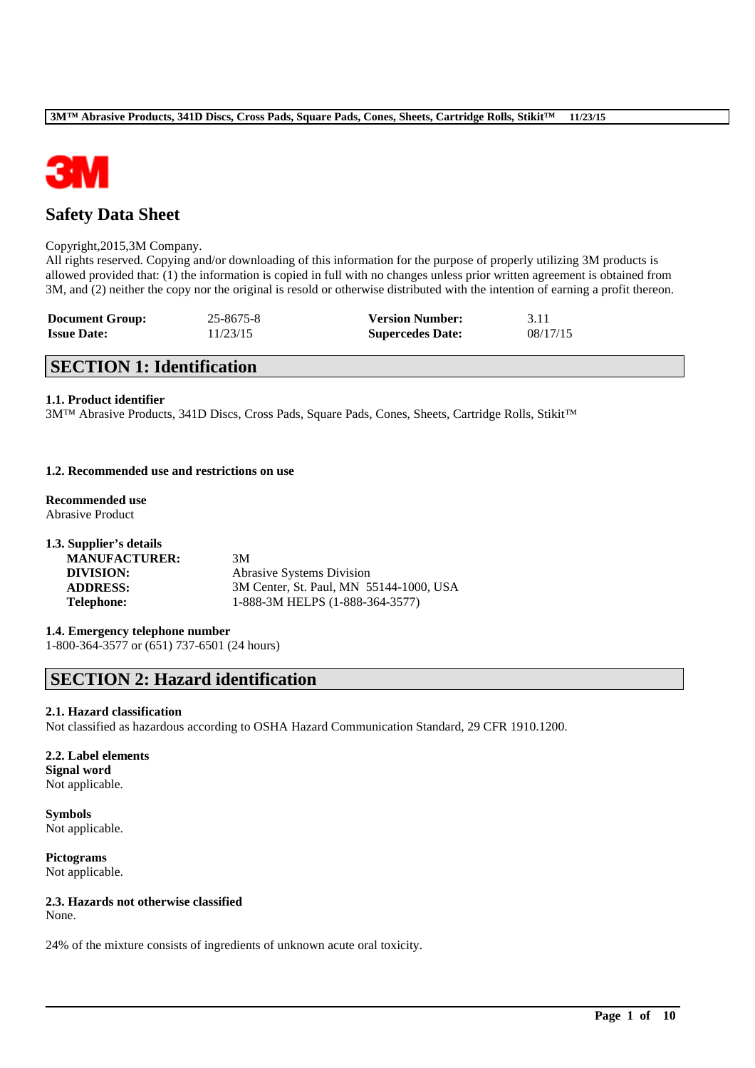# Safety Data Sheet

Copyright,2015,3M Company.
All rights reserved. Copying and/or downloading of this information for the purpose of properly utilizing 3M products is allowed provided that: (1) the information is copied in full with no changes unless prior written agreement is obtained from 3M, and (2) neither the copy nor the original is resold or otherwise distributed with the intention of earning a profit thereon.

| | | | |
|---|---|---|---|
| **Document Group:** | 25-8675-8 | **Version Number:** | 3.11 |
| **Issue Date:** | 11/23/15 | **Supercedes Date:** | 08/17/15 |

## SECTION 1: Identification

### 1.1. Product identifier

3M™ Abrasive Products, 341D Discs, Cross Pads, Square Pads, Cones, Sheets, Cartridge Rolls, Stikit™

### 1.2. Recommended use and restrictions on use

**Recommended use**
Abrasive Product

### 1.3. Supplier's details

| | |
|---|---|
| **MANUFACTURER:** | 3M |
| **DIVISION:** | Abrasive Systems Division |
| **ADDRESS:** | 3M Center, St. Paul, MN 55144-1000, USA |
| **Telephone:** | 1-888-3M HELPS (1-888-364-3577) |

### 1.4. Emergency telephone number

1-800-364-3577 or (651) 737-6501 (24 hours)

## SECTION 2: Hazard identification

### 2.1. Hazard classification

Not classified as hazardous according to OSHA Hazard Communication Standard, 29 CFR 1910.1200.

### 2.2. Label elements

**Signal word**
Not applicable.

**Symbols**
Not applicable.

**Pictograms**
Not applicable.

### 2.3. Hazards not otherwise classified

None.

24% of the mixture consists of ingredients of unknown acute oral toxicity.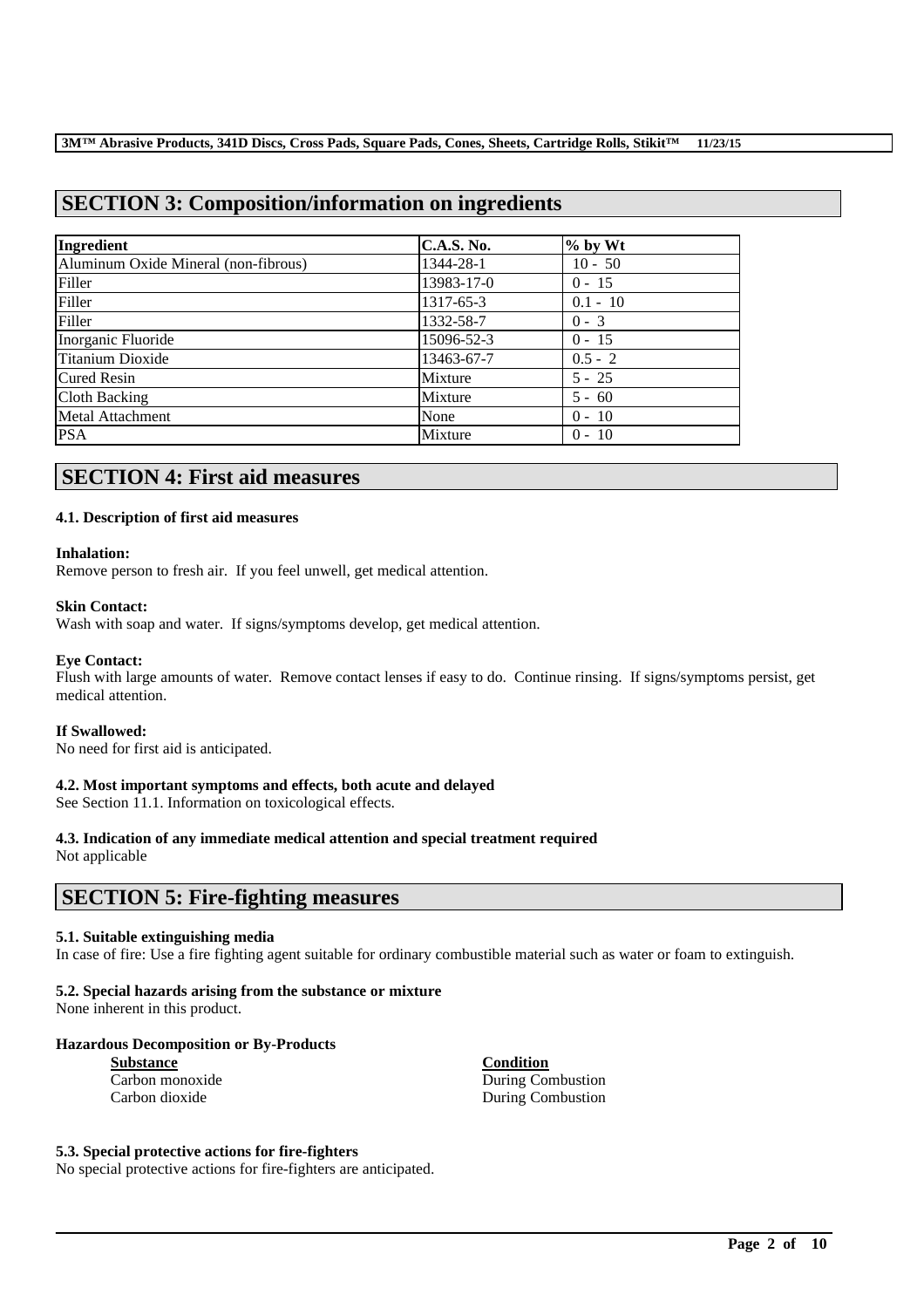## SECTION 3: Composition/information on ingredients

| Ingredient | C.A.S. No. | % by Wt |
|---|---|---|
| Aluminum Oxide Mineral (non-fibrous) | 1344-28-1 | 10 - 50 |
| Filler | 13983-17-0 | 0 - 15 |
| Filler | 1317-65-3 | 0.1 - 10 |
| Filler | 1332-58-7 | 0 - 3 |
| Inorganic Fluoride | 15096-52-3 | 0 - 15 |
| Titanium Dioxide | 13463-67-7 | 0.5 - 2 |
| Cured Resin | Mixture | 5 - 25 |
| Cloth Backing | Mixture | 5 - 60 |
| Metal Attachment | None | 0 - 10 |
| PSA | Mixture | 0 - 10 |

## SECTION 4: First aid measures

### 4.1. Description of first aid measures

**Inhalation:**
Remove person to fresh air. If you feel unwell, get medical attention.

**Skin Contact:**
Wash with soap and water. If signs/symptoms develop, get medical attention.

**Eye Contact:**
Flush with large amounts of water. Remove contact lenses if easy to do. Continue rinsing. If signs/symptoms persist, get medical attention.

**If Swallowed:**
No need for first aid is anticipated.

### 4.2. Most important symptoms and effects, both acute and delayed

See Section 11.1. Information on toxicological effects.

### 4.3. Indication of any immediate medical attention and special treatment required

Not applicable

## SECTION 5: Fire-fighting measures

### 5.1. Suitable extinguishing media

In case of fire: Use a fire fighting agent suitable for ordinary combustible material such as water or foam to extinguish.

### 5.2. Special hazards arising from the substance or mixture

None inherent in this product.

**Hazardous Decomposition or By-Products**

| Substance | Condition |
|---|---|
| Carbon monoxide | During Combustion |
| Carbon dioxide | During Combustion |

### 5.3. Special protective actions for fire-fighters

No special protective actions for fire-fighters are anticipated.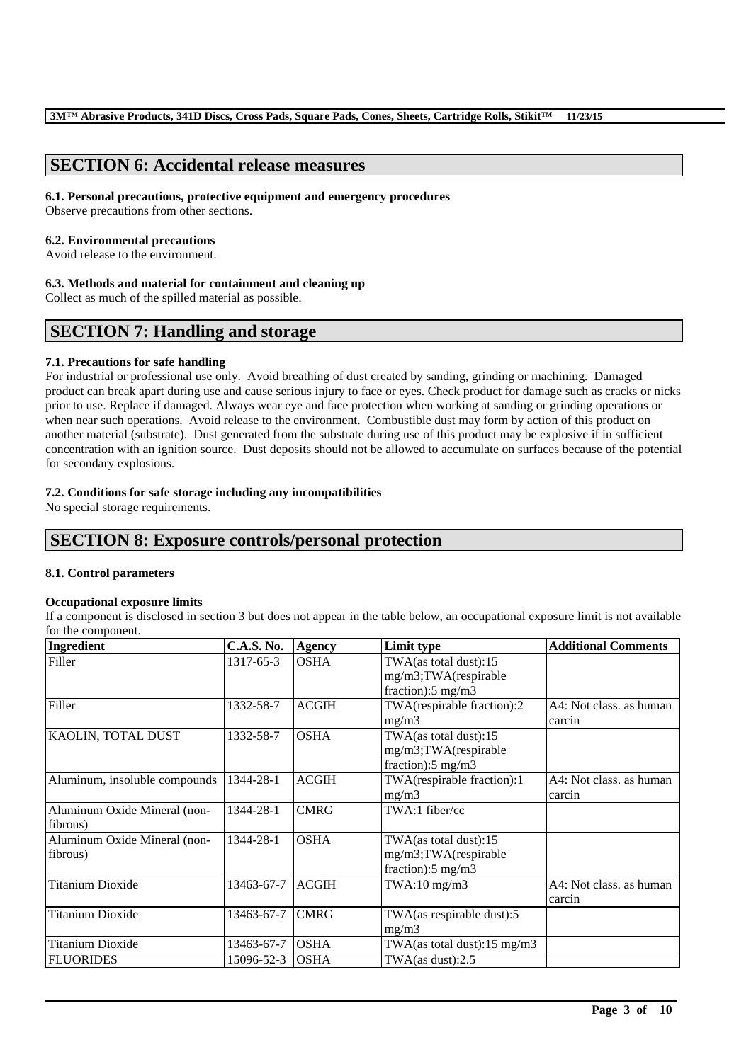## SECTION 6: Accidental release measures

### 6.1. Personal precautions, protective equipment and emergency procedures

Observe precautions from other sections.

### 6.2. Environmental precautions

Avoid release to the environment.

### 6.3. Methods and material for containment and cleaning up

Collect as much of the spilled material as possible.

## SECTION 7: Handling and storage

### 7.1. Precautions for safe handling

For industrial or professional use only. Avoid breathing of dust created by sanding, grinding or machining. Damaged product can break apart during use and cause serious injury to face or eyes. Check product for damage such as cracks or nicks prior to use. Replace if damaged. Always wear eye and face protection when working at sanding or grinding operations or when near such operations. Avoid release to the environment. Combustible dust may form by action of this product on another material (substrate). Dust generated from the substrate during use of this product may be explosive if in sufficient concentration with an ignition source. Dust deposits should not be allowed to accumulate on surfaces because of the potential for secondary explosions.

### 7.2. Conditions for safe storage including any incompatibilities

No special storage requirements.

## SECTION 8: Exposure controls/personal protection

### 8.1. Control parameters

**Occupational exposure limits**

If a component is disclosed in section 3 but does not appear in the table below, an occupational exposure limit is not available for the component.

| Ingredient | C.A.S. No. | Agency | Limit type | Additional Comments |
|---|---|---|---|---|
| Filler | 1317-65-3 | OSHA | TWA(as total dust):15 mg/m3;TWA(respirable fraction):5 mg/m3 | |
| Filler | 1332-58-7 | ACGIH | TWA(respirable fraction):2 mg/m3 | A4: Not class. as human carcin |
| KAOLIN, TOTAL DUST | 1332-58-7 | OSHA | TWA(as total dust):15 mg/m3;TWA(respirable fraction):5 mg/m3 | |
| Aluminum, insoluble compounds | 1344-28-1 | ACGIH | TWA(respirable fraction):1 mg/m3 | A4: Not class. as human carcin |
| Aluminum Oxide Mineral (non-fibrous) | 1344-28-1 | CMRG | TWA:1 fiber/cc | |
| Aluminum Oxide Mineral (non-fibrous) | 1344-28-1 | OSHA | TWA(as total dust):15 mg/m3;TWA(respirable fraction):5 mg/m3 | |
| Titanium Dioxide | 13463-67-7 | ACGIH | TWA:10 mg/m3 | A4: Not class. as human carcin |
| Titanium Dioxide | 13463-67-7 | CMRG | TWA(as respirable dust):5 mg/m3 | |
| Titanium Dioxide | 13463-67-7 | OSHA | TWA(as total dust):15 mg/m3 | |
| FLUORIDES | 15096-52-3 | OSHA | TWA(as dust):2.5 | |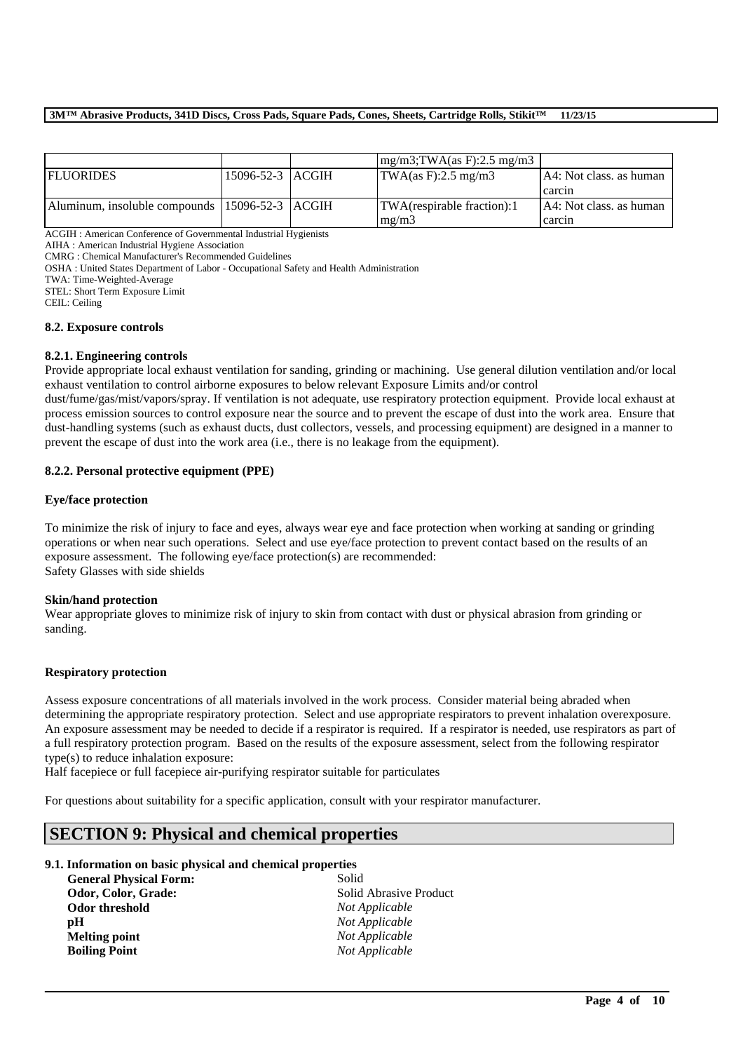|  |  |  | mg/m3;TWA(as F):2.5 mg/m3 |  |
| --- | --- | --- | --- | --- |
| FLUORIDES | 15096-52-3 | ACGIH | TWA(as F):2.5 mg/m3 | A4: Not class. as human carcin |
| Aluminum, insoluble compounds | 15096-52-3 | ACGIH | TWA(respirable fraction):1 mg/m3 | A4: Not class. as human carcin |

ACGIH : American Conference of Governmental Industrial Hygienists
AIHA : American Industrial Hygiene Association
CMRG : Chemical Manufacturer's Recommended Guidelines
OSHA : United States Department of Labor - Occupational Safety and Health Administration
TWA: Time-Weighted-Average
STEL: Short Term Exposure Limit
CEIL: Ceiling

### 8.2. Exposure controls

#### 8.2.1. Engineering controls

Provide appropriate local exhaust ventilation for sanding, grinding or machining. Use general dilution ventilation and/or local exhaust ventilation to control airborne exposures to below relevant Exposure Limits and/or control dust/fume/gas/mist/vapors/spray. If ventilation is not adequate, use respiratory protection equipment. Provide local exhaust at process emission sources to control exposure near the source and to prevent the escape of dust into the work area. Ensure that dust-handling systems (such as exhaust ducts, dust collectors, vessels, and processing equipment) are designed in a manner to prevent the escape of dust into the work area (i.e., there is no leakage from the equipment).

#### 8.2.2. Personal protective equipment (PPE)

**Eye/face protection**

To minimize the risk of injury to face and eyes, always wear eye and face protection when working at sanding or grinding operations or when near such operations. Select and use eye/face protection to prevent contact based on the results of an exposure assessment. The following eye/face protection(s) are recommended:
Safety Glasses with side shields

**Skin/hand protection**

Wear appropriate gloves to minimize risk of injury to skin from contact with dust or physical abrasion from grinding or sanding.

**Respiratory protection**

Assess exposure concentrations of all materials involved in the work process. Consider material being abraded when determining the appropriate respiratory protection. Select and use appropriate respirators to prevent inhalation overexposure. An exposure assessment may be needed to decide if a respirator is required. If a respirator is needed, use respirators as part of a full respiratory protection program. Based on the results of the exposure assessment, select from the following respirator type(s) to reduce inhalation exposure:
Half facepiece or full facepiece air-purifying respirator suitable for particulates

For questions about suitability for a specific application, consult with your respirator manufacturer.

## SECTION 9: Physical and chemical properties

### 9.1. Information on basic physical and chemical properties

| | |
| --- | --- |
| **General Physical Form:** | Solid |
| **Odor, Color, Grade:** | Solid Abrasive Product |
| **Odor threshold** | *Not Applicable* |
| **pH** | *Not Applicable* |
| **Melting point** | *Not Applicable* |
| **Boiling Point** | *Not Applicable* |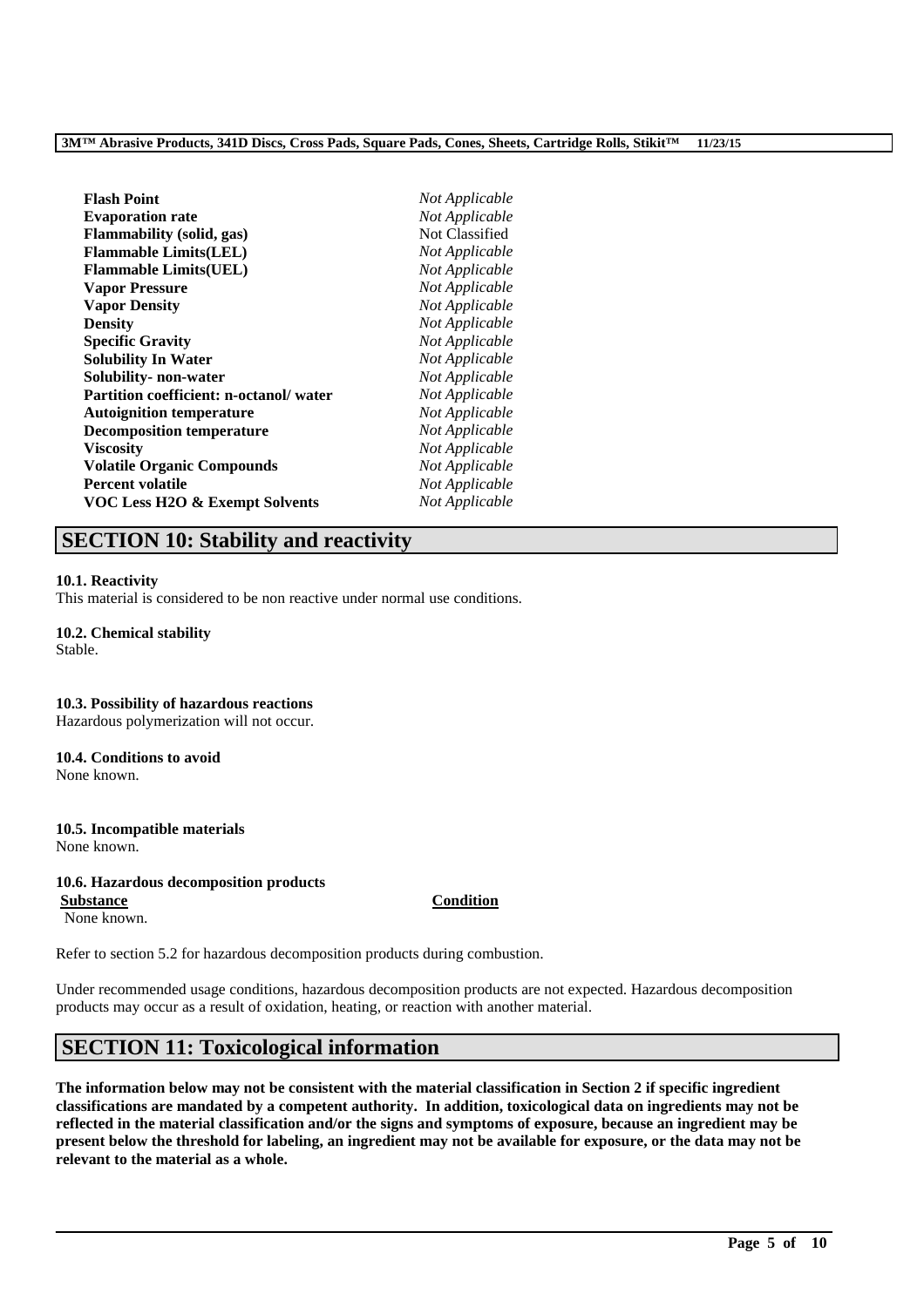| | |
|---|---|
| **Flash Point** | *Not Applicable* |
| **Evaporation rate** | *Not Applicable* |
| **Flammability (solid, gas)** | Not Classified |
| **Flammable Limits(LEL)** | *Not Applicable* |
| **Flammable Limits(UEL)** | *Not Applicable* |
| **Vapor Pressure** | *Not Applicable* |
| **Vapor Density** | *Not Applicable* |
| **Density** | *Not Applicable* |
| **Specific Gravity** | *Not Applicable* |
| **Solubility In Water** | *Not Applicable* |
| **Solubility- non-water** | *Not Applicable* |
| **Partition coefficient: n-octanol/ water** | *Not Applicable* |
| **Autoignition temperature** | *Not Applicable* |
| **Decomposition temperature** | *Not Applicable* |
| **Viscosity** | *Not Applicable* |
| **Volatile Organic Compounds** | *Not Applicable* |
| **Percent volatile** | *Not Applicable* |
| **VOC Less H2O & Exempt Solvents** | *Not Applicable* |

# SECTION 10: Stability and reactivity

### 10.1. Reactivity

This material is considered to be non reactive under normal use conditions.

### 10.2. Chemical stability

Stable.

### 10.3. Possibility of hazardous reactions

Hazardous polymerization will not occur.

### 10.4. Conditions to avoid

None known.

### 10.5. Incompatible materials

None known.

### 10.6. Hazardous decomposition products

| Substance | Condition |
|---|---|
| None known. | |

Refer to section 5.2 for hazardous decomposition products during combustion.

Under recommended usage conditions, hazardous decomposition products are not expected. Hazardous decomposition products may occur as a result of oxidation, heating, or reaction with another material.

# SECTION 11: Toxicological information

**The information below may not be consistent with the material classification in Section 2 if specific ingredient classifications are mandated by a competent authority. In addition, toxicological data on ingredients may not be reflected in the material classification and/or the signs and symptoms of exposure, because an ingredient may be present below the threshold for labeling, an ingredient may not be available for exposure, or the data may not be relevant to the material as a whole.**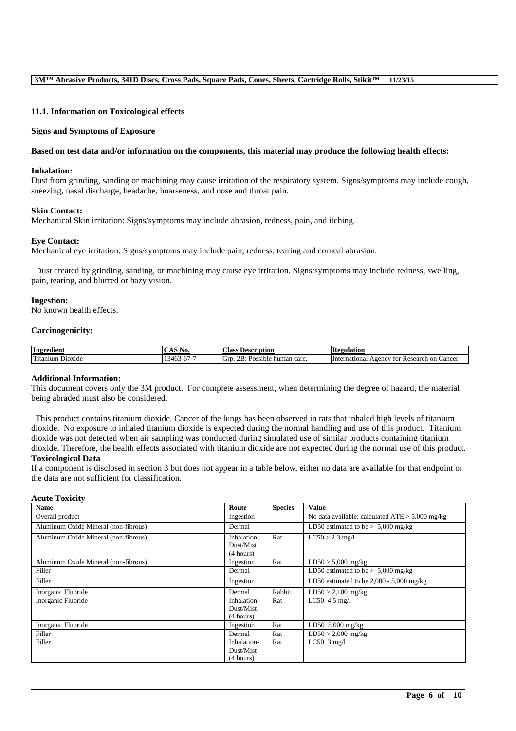### 11.1. Information on Toxicological effects

**Signs and Symptoms of Exposure**

**Based on test data and/or information on the components, this material may produce the following health effects:**

**Inhalation:**
Dust from grinding, sanding or machining may cause irritation of the respiratory system. Signs/symptoms may include cough, sneezing, nasal discharge, headache, hoarseness, and nose and throat pain.

**Skin Contact:**
Mechanical Skin irritation: Signs/symptoms may include abrasion, redness, pain, and itching.

**Eye Contact:**
Mechanical eye irritation: Signs/symptoms may include pain, redness, tearing and corneal abrasion.

Dust created by grinding, sanding, or machining may cause eye irritation. Signs/symptoms may include redness, swelling, pain, tearing, and blurred or hazy vision.

**Ingestion:**
No known health effects.

**Carcinogenicity:**

| Ingredient | CAS No. | Class Description | Regulation |
|---|---|---|---|
| Titanium Dioxide | 13463-67-7 | Grp. 2B: Possible human carc. | International Agency for Research on Cancer |

**Additional Information:**
This document covers only the 3M product. For complete assessment, when determining the degree of hazard, the material being abraded must also be considered.

This product contains titanium dioxide. Cancer of the lungs has been observed in rats that inhaled high levels of titanium dioxide. No exposure to inhaled titanium dioxide is expected during the normal handling and use of this product. Titanium dioxide was not detected when air sampling was conducted during simulated use of similar products containing titanium dioxide. Therefore, the health effects associated with titanium dioxide are not expected during the normal use of this product.

**Toxicological Data**
If a component is disclosed in section 3 but does not appear in a table below, either no data are available for that endpoint or the data are not sufficient for classification.

**Acute Toxicity**

| Name | Route | Species | Value |
|---|---|---|---|
| Overall product | Ingestion | | No data available; calculated ATE > 5,000 mg/kg |
| Aluminum Oxide Mineral (non-fibrous) | Dermal | | LD50 estimated to be > 5,000 mg/kg |
| Aluminum Oxide Mineral (non-fibrous) | Inhalation-Dust/Mist (4 hours) | Rat | LC50 > 2.3 mg/l |
| Aluminum Oxide Mineral (non-fibrous) | Ingestion | Rat | LD50 > 5,000 mg/kg |
| Filler | Dermal | | LD50 estimated to be > 5,000 mg/kg |
| Filler | Ingestion | | LD50 estimated to be 2,000 - 5,000 mg/kg |
| Inorganic Fluoride | Dermal | Rabbit | LD50 > 2,100 mg/kg |
| Inorganic Fluoride | Inhalation-Dust/Mist (4 hours) | Rat | LC50 4.5 mg/l |
| Inorganic Fluoride | Ingestion | Rat | LD50 5,000 mg/kg |
| Filler | Dermal | Rat | LD50 > 2,000 mg/kg |
| Filler | Inhalation-Dust/Mist (4 hours) | Rat | LC50 3 mg/l |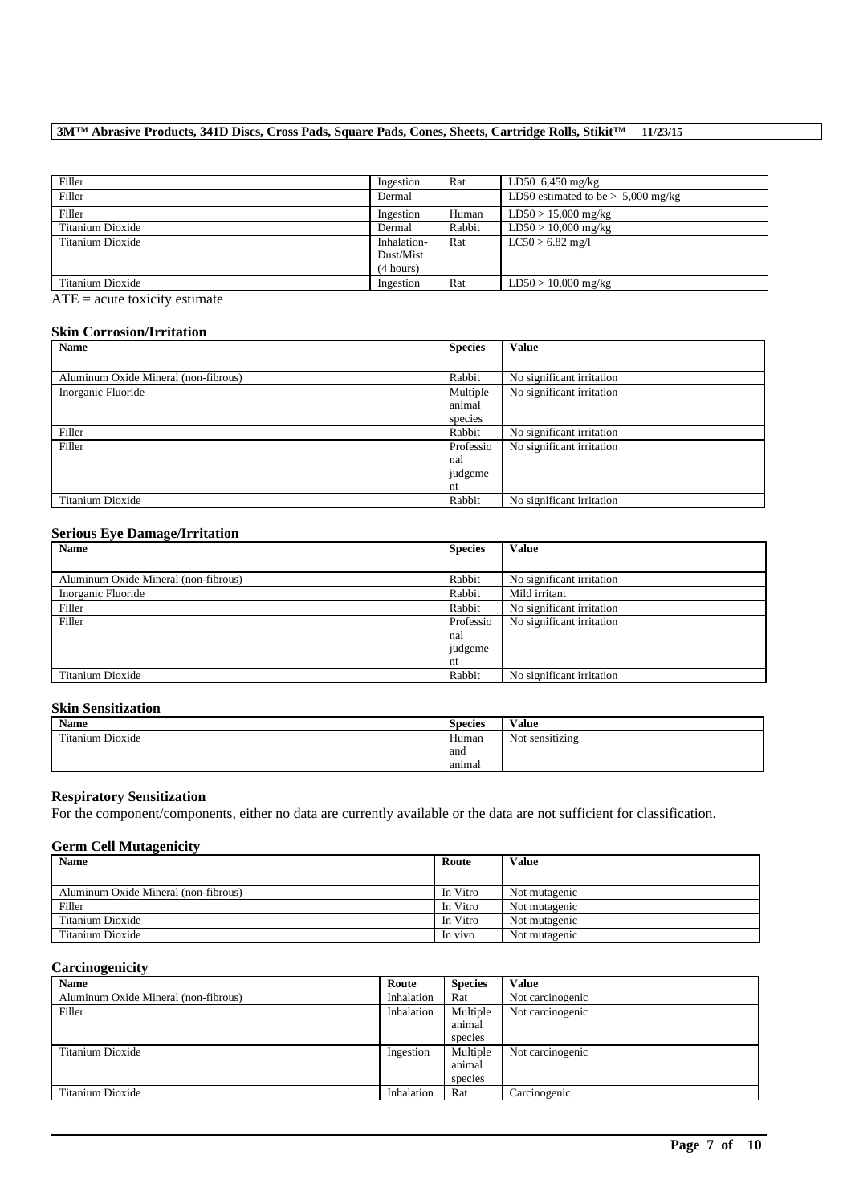| Filler | Ingestion | Rat | LD50 6,450 mg/kg |
|---|---|---|---|
| Filler | Dermal | | LD50 estimated to be > 5,000 mg/kg |
| Filler | Ingestion | Human | LD50 > 15,000 mg/kg |
| Titanium Dioxide | Dermal | Rabbit | LD50 > 10,000 mg/kg |
| Titanium Dioxide | Inhalation-Dust/Mist (4 hours) | Rat | LC50 > 6.82 mg/l |
| Titanium Dioxide | Ingestion | Rat | LD50 > 10,000 mg/kg |

ATE = acute toxicity estimate

### Skin Corrosion/Irritation

| Name | Species | Value |
|---|---|---|
| Aluminum Oxide Mineral (non-fibrous) | Rabbit | No significant irritation |
| Inorganic Fluoride | Multiple animal species | No significant irritation |
| Filler | Rabbit | No significant irritation |
| Filler | Professional judgement | No significant irritation |
| Titanium Dioxide | Rabbit | No significant irritation |

### Serious Eye Damage/Irritation

| Name | Species | Value |
|---|---|---|
| Aluminum Oxide Mineral (non-fibrous) | Rabbit | No significant irritation |
| Inorganic Fluoride | Rabbit | Mild irritant |
| Filler | Rabbit | No significant irritation |
| Filler | Professional judgement | No significant irritation |
| Titanium Dioxide | Rabbit | No significant irritation |

### Skin Sensitization

| Name | Species | Value |
|---|---|---|
| Titanium Dioxide | Human and animal | Not sensitizing |

### Respiratory Sensitization

For the component/components, either no data are currently available or the data are not sufficient for classification.

### Germ Cell Mutagenicity

| Name | Route | Value |
|---|---|---|
| Aluminum Oxide Mineral (non-fibrous) | In Vitro | Not mutagenic |
| Filler | In Vitro | Not mutagenic |
| Titanium Dioxide | In Vitro | Not mutagenic |
| Titanium Dioxide | In vivo | Not mutagenic |

### Carcinogenicity

| Name | Route | Species | Value |
|---|---|---|---|
| Aluminum Oxide Mineral (non-fibrous) | Inhalation | Rat | Not carcinogenic |
| Filler | Inhalation | Multiple animal species | Not carcinogenic |
| Titanium Dioxide | Ingestion | Multiple animal species | Not carcinogenic |
| Titanium Dioxide | Inhalation | Rat | Carcinogenic |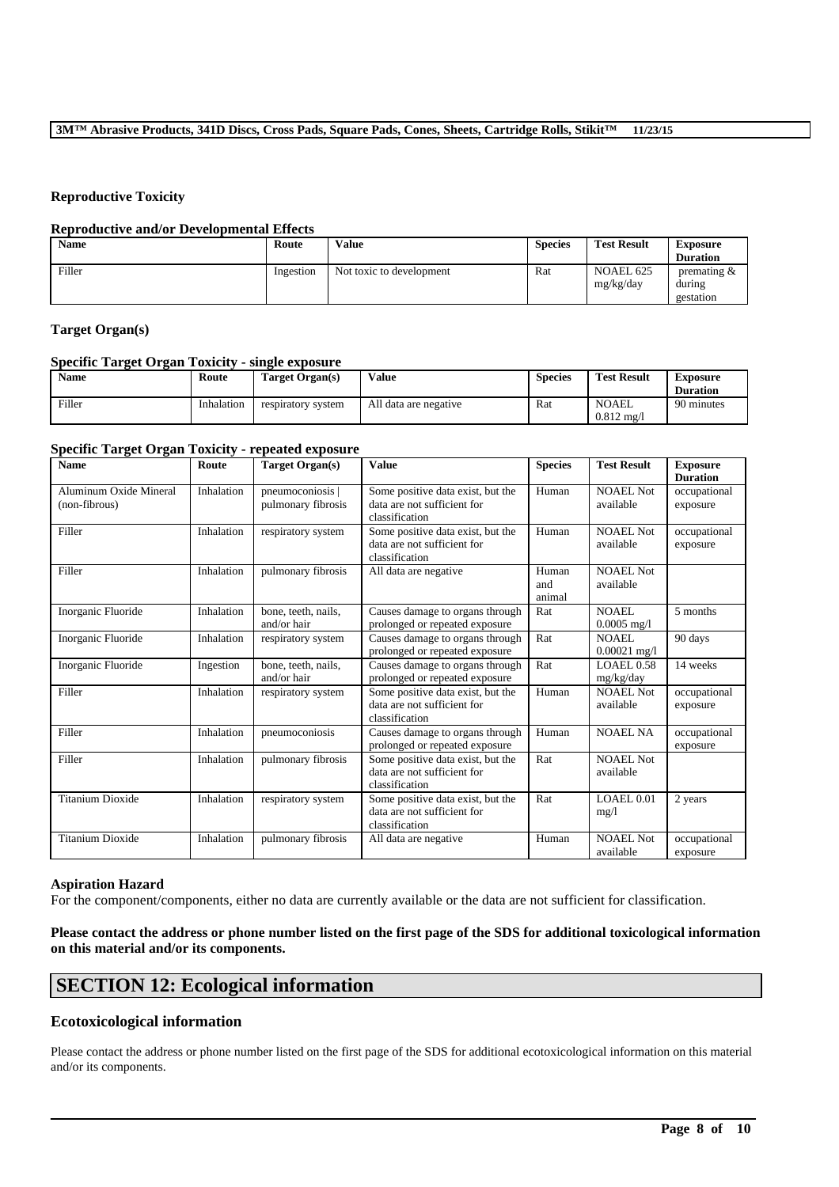### Reproductive Toxicity

#### Reproductive and/or Developmental Effects

| Name | Route | Value | Species | Test Result | Exposure Duration |
|---|---|---|---|---|---|
| Filler | Ingestion | Not toxic to development | Rat | NOAEL 625 mg/kg/day | premating & during gestation |

### Target Organ(s)

#### Specific Target Organ Toxicity - single exposure

| Name | Route | Target Organ(s) | Value | Species | Test Result | Exposure Duration |
|---|---|---|---|---|---|---|
| Filler | Inhalation | respiratory system | All data are negative | Rat | NOAEL 0.812 mg/l | 90 minutes |

#### Specific Target Organ Toxicity - repeated exposure

| Name | Route | Target Organ(s) | Value | Species | Test Result | Exposure Duration |
|---|---|---|---|---|---|---|
| Aluminum Oxide Mineral (non-fibrous) | Inhalation | pneumoconiosis \| pulmonary fibrosis | Some positive data exist, but the data are not sufficient for classification | Human | NOAEL Not available | occupational exposure |
| Filler | Inhalation | respiratory system | Some positive data exist, but the data are not sufficient for classification | Human | NOAEL Not available | occupational exposure |
| Filler | Inhalation | pulmonary fibrosis | All data are negative | Human and animal | NOAEL Not available | |
| Inorganic Fluoride | Inhalation | bone, teeth, nails, and/or hair | Causes damage to organs through prolonged or repeated exposure | Rat | NOAEL 0.0005 mg/l | 5 months |
| Inorganic Fluoride | Inhalation | respiratory system | Causes damage to organs through prolonged or repeated exposure | Rat | NOAEL 0.00021 mg/l | 90 days |
| Inorganic Fluoride | Ingestion | bone, teeth, nails, and/or hair | Causes damage to organs through prolonged or repeated exposure | Rat | LOAEL 0.58 mg/kg/day | 14 weeks |
| Filler | Inhalation | respiratory system | Some positive data exist, but the data are not sufficient for classification | Human | NOAEL Not available | occupational exposure |
| Filler | Inhalation | pneumoconiosis | Causes damage to organs through prolonged or repeated exposure | Human | NOAEL NA | occupational exposure |
| Filler | Inhalation | pulmonary fibrosis | Some positive data exist, but the data are not sufficient for classification | Rat | NOAEL Not available | |
| Titanium Dioxide | Inhalation | respiratory system | Some positive data exist, but the data are not sufficient for classification | Rat | LOAEL 0.01 mg/l | 2 years |
| Titanium Dioxide | Inhalation | pulmonary fibrosis | All data are negative | Human | NOAEL Not available | occupational exposure |

### Aspiration Hazard

For the component/components, either no data are currently available or the data are not sufficient for classification.

**Please contact the address or phone number listed on the first page of the SDS for additional toxicological information on this material and/or its components.**

## SECTION 12: Ecological information

### Ecotoxicological information

Please contact the address or phone number listed on the first page of the SDS for additional ecotoxicological information on this material and/or its components.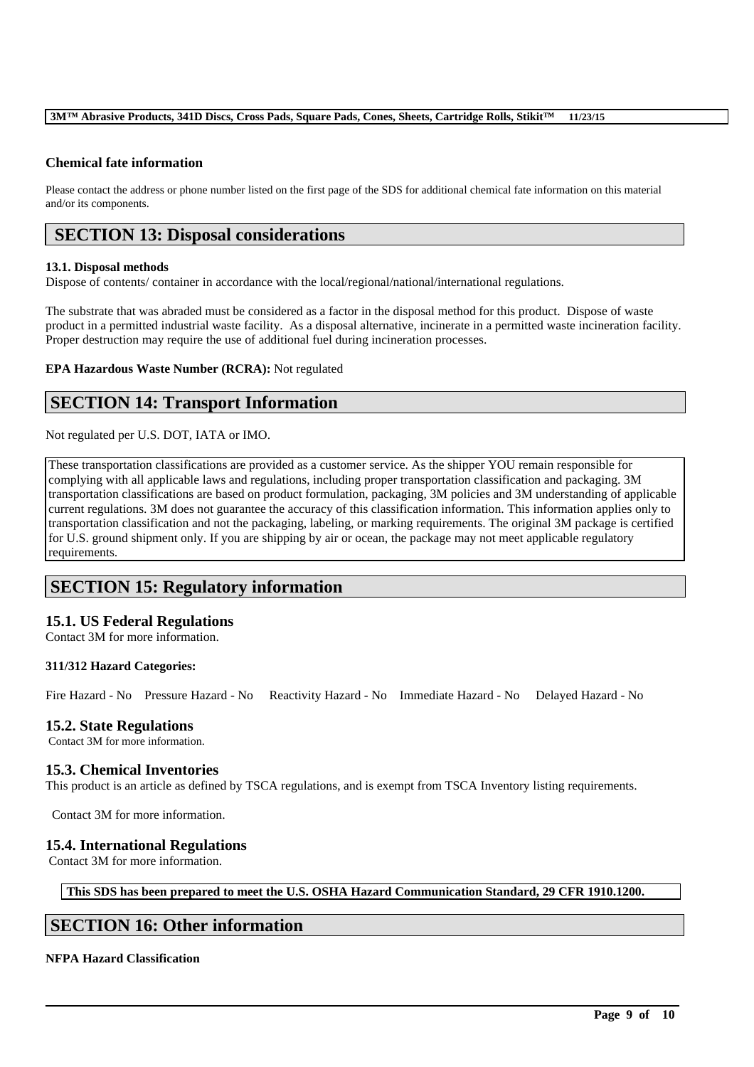**Chemical fate information**

Please contact the address or phone number listed on the first page of the SDS for additional chemical fate information on this material and/or its components.

## SECTION 13: Disposal considerations

**13.1. Disposal methods**

Dispose of contents/ container in accordance with the local/regional/national/international regulations.

The substrate that was abraded must be considered as a factor in the disposal method for this product. Dispose of waste product in a permitted industrial waste facility. As a disposal alternative, incinerate in a permitted waste incineration facility. Proper destruction may require the use of additional fuel during incineration processes.

**EPA Hazardous Waste Number (RCRA):** Not regulated

## SECTION 14: Transport Information

Not regulated per U.S. DOT, IATA or IMO.

These transportation classifications are provided as a customer service. As the shipper YOU remain responsible for complying with all applicable laws and regulations, including proper transportation classification and packaging. 3M transportation classifications are based on product formulation, packaging, 3M policies and 3M understanding of applicable current regulations. 3M does not guarantee the accuracy of this classification information. This information applies only to transportation classification and not the packaging, labeling, or marking requirements. The original 3M package is certified for U.S. ground shipment only. If you are shipping by air or ocean, the package may not meet applicable regulatory requirements.

## SECTION 15: Regulatory information

### 15.1. US Federal Regulations

Contact 3M for more information.

**311/312 Hazard Categories:**

Fire Hazard - No Pressure Hazard - No Reactivity Hazard - No Immediate Hazard - No Delayed Hazard - No

### 15.2. State Regulations

Contact 3M for more information.

### 15.3. Chemical Inventories

This product is an article as defined by TSCA regulations, and is exempt from TSCA Inventory listing requirements.

Contact 3M for more information.

### 15.4. International Regulations

Contact 3M for more information.

**This SDS has been prepared to meet the U.S. OSHA Hazard Communication Standard, 29 CFR 1910.1200.**

## SECTION 16: Other information

**NFPA Hazard Classification**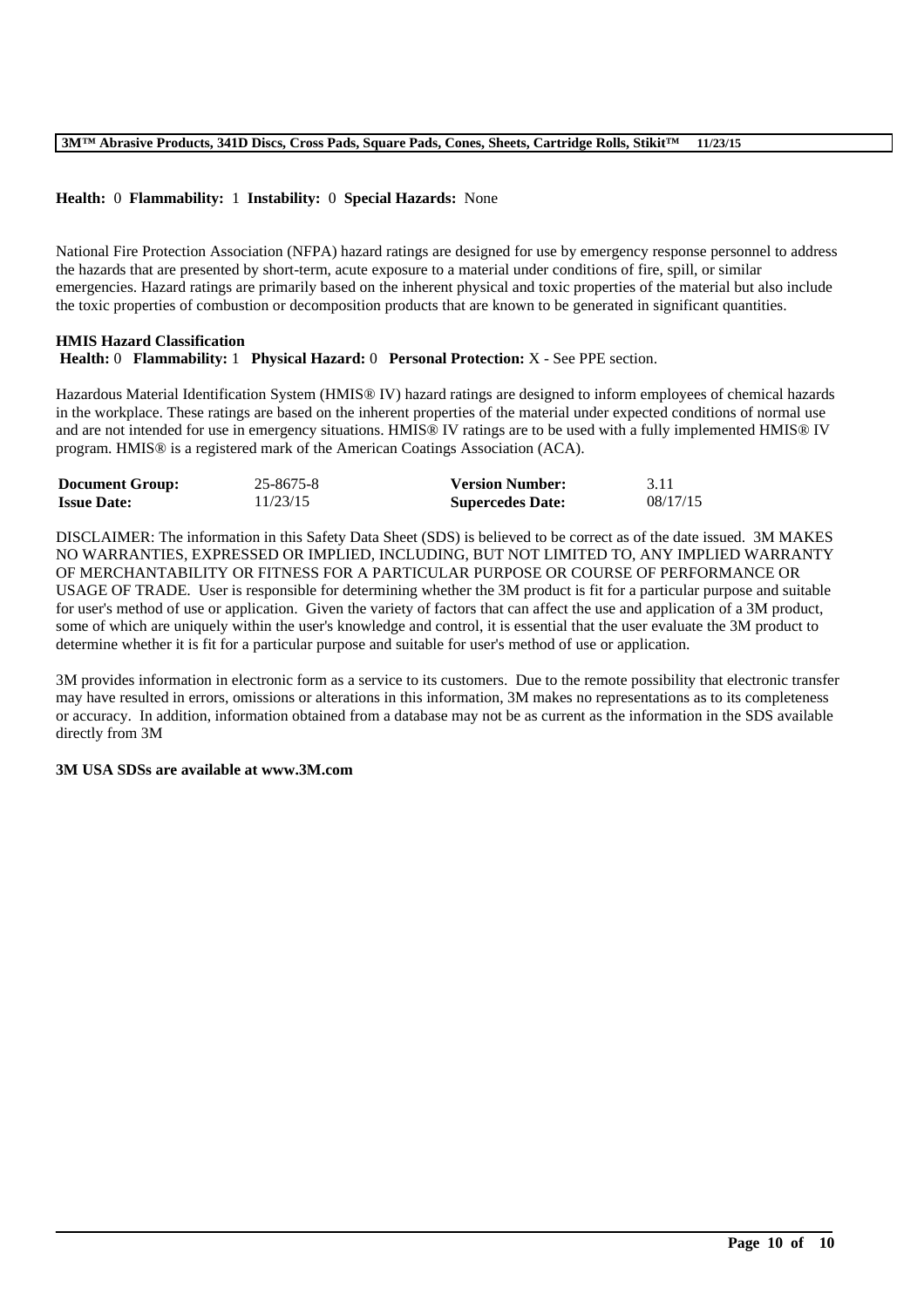**Health:** 0 **Flammability:** 1 **Instability:** 0 **Special Hazards:** None

National Fire Protection Association (NFPA) hazard ratings are designed for use by emergency response personnel to address the hazards that are presented by short-term, acute exposure to a material under conditions of fire, spill, or similar emergencies. Hazard ratings are primarily based on the inherent physical and toxic properties of the material but also include the toxic properties of combustion or decomposition products that are known to be generated in significant quantities.

**HMIS Hazard Classification**
**Health:** 0 **Flammability:** 1 **Physical Hazard:** 0 **Personal Protection:** X - See PPE section.

Hazardous Material Identification System (HMIS® IV) hazard ratings are designed to inform employees of chemical hazards in the workplace. These ratings are based on the inherent properties of the material under expected conditions of normal use and are not intended for use in emergency situations. HMIS® IV ratings are to be used with a fully implemented HMIS® IV program. HMIS® is a registered mark of the American Coatings Association (ACA).

| | | | |
|---|---|---|---|
| **Document Group:** | 25-8675-8 | **Version Number:** | 3.11 |
| **Issue Date:** | 11/23/15 | **Supercedes Date:** | 08/17/15 |

DISCLAIMER: The information in this Safety Data Sheet (SDS) is believed to be correct as of the date issued. 3M MAKES NO WARRANTIES, EXPRESSED OR IMPLIED, INCLUDING, BUT NOT LIMITED TO, ANY IMPLIED WARRANTY OF MERCHANTABILITY OR FITNESS FOR A PARTICULAR PURPOSE OR COURSE OF PERFORMANCE OR USAGE OF TRADE. User is responsible for determining whether the 3M product is fit for a particular purpose and suitable for user's method of use or application. Given the variety of factors that can affect the use and application of a 3M product, some of which are uniquely within the user's knowledge and control, it is essential that the user evaluate the 3M product to determine whether it is fit for a particular purpose and suitable for user's method of use or application.

3M provides information in electronic form as a service to its customers. Due to the remote possibility that electronic transfer may have resulted in errors, omissions or alterations in this information, 3M makes no representations as to its completeness or accuracy. In addition, information obtained from a database may not be as current as the information in the SDS available directly from 3M

**3M USA SDSs are available at www.3M.com**